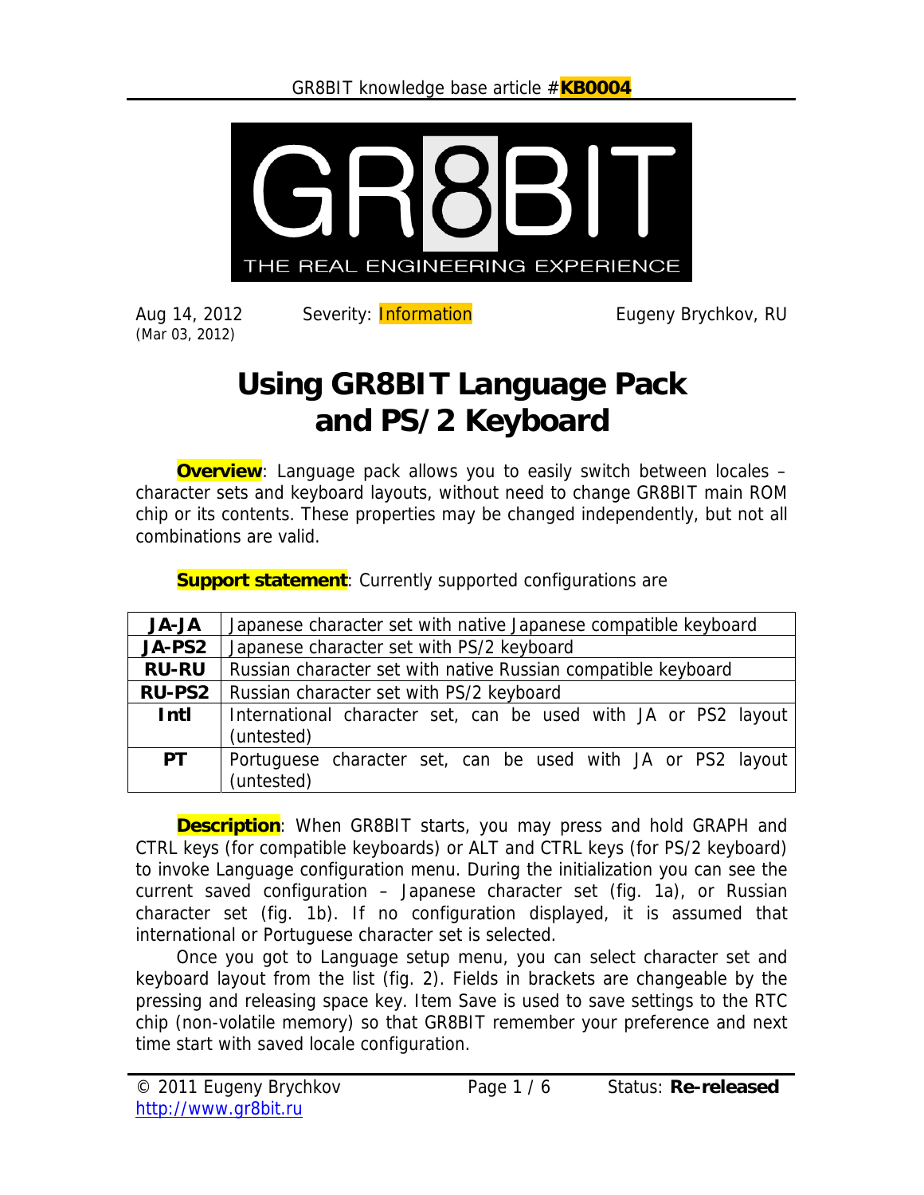GR8BIT knowledge base article #**KB0004**

GR8BIT
THE REAL ENGINEERING EXPERIENCE

Aug 14, 2012
(Mar 03, 2012)

Severity: Information

Eugeny Brychkov, RU

# Using GR8BIT Language Pack and PS/2 Keyboard

**Overview**: Language pack allows you to easily switch between locales – character sets and keyboard layouts, without need to change GR8BIT main ROM chip or its contents. These properties may be changed independently, but not all combinations are valid.

**Support statement**: Currently supported configurations are

| | |
|---|---|
| **JA-JA** | Japanese character set with native Japanese compatible keyboard |
| **JA-PS2** | Japanese character set with PS/2 keyboard |
| **RU-RU** | Russian character set with native Russian compatible keyboard |
| **RU-PS2** | Russian character set with PS/2 keyboard |
| **Intl** | International character set, can be used with JA or PS2 layout (untested) |
| **PT** | Portuguese character set, can be used with JA or PS2 layout (untested) |

**Description**: When GR8BIT starts, you may press and hold GRAPH and CTRL keys (for compatible keyboards) or ALT and CTRL keys (for PS/2 keyboard) to invoke Language configuration menu. During the initialization you can see the current saved configuration – Japanese character set (fig. 1a), or Russian character set (fig. 1b). If no configuration displayed, it is assumed that international or Portuguese character set is selected.

Once you got to Language setup menu, you can select character set and keyboard layout from the list (fig. 2). Fields in brackets are changeable by the pressing and releasing space key. Item Save is used to save settings to the RTC chip (non-volatile memory) so that GR8BIT remember your preference and next time start with saved locale configuration.

© 2011 Eugeny Brychkov
http://www.gr8bit.ru

Status: **Re-released**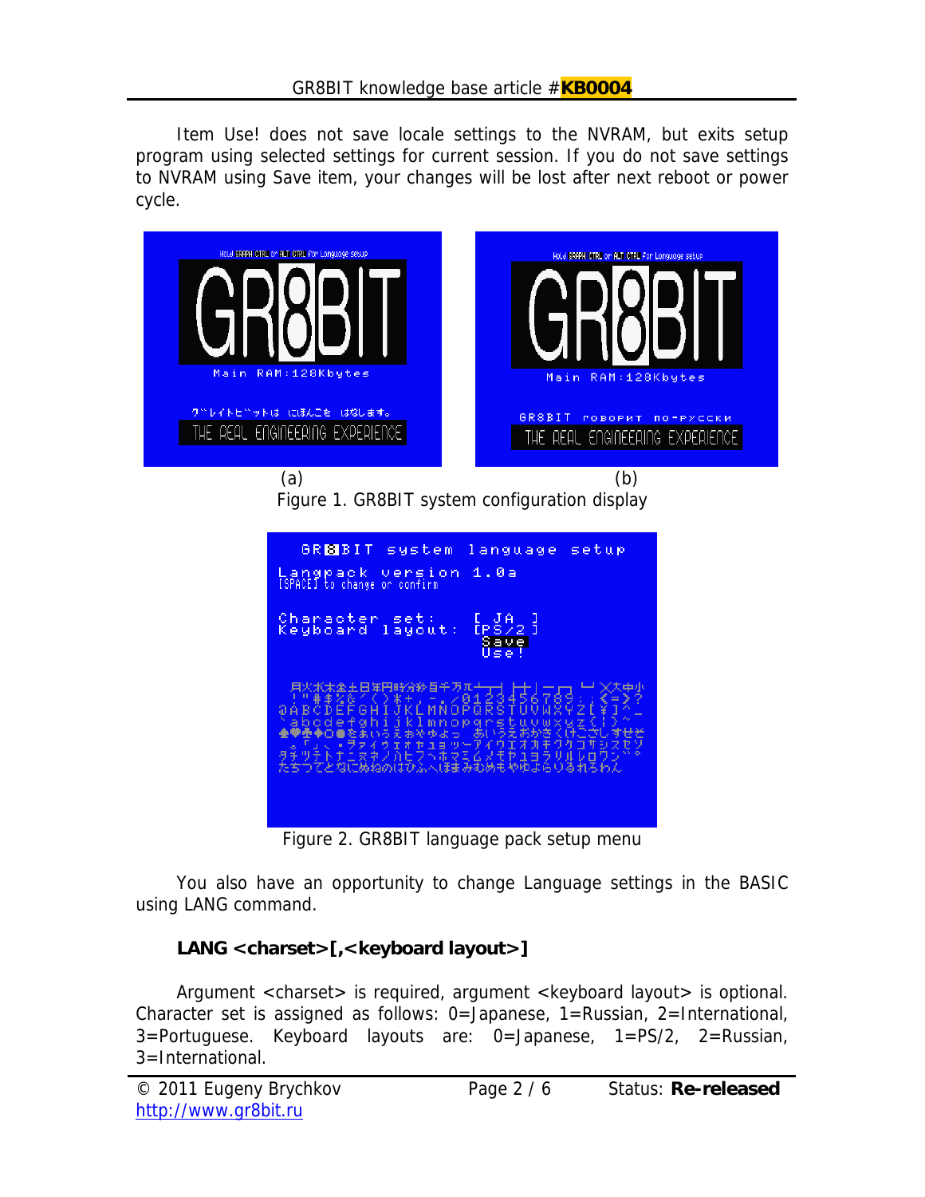Item Use! does not save locale settings to the NVRAM, but exits setup program using selected settings for current session. If you do not save settings to NVRAM using Save item, your changes will be lost after next reboot or power cycle.

(a) (b)

Figure 1. GR8BIT system configuration display

Figure 2. GR8BIT language pack setup menu

You also have an opportunity to change Language settings in the BASIC using LANG command.

**LANG <charset>[,<keyboard layout>]**

Argument <charset> is required, argument <keyboard layout> is optional. Character set is assigned as follows: 0=Japanese, 1=Russian, 2=International, 3=Portuguese. Keyboard layouts are: 0=Japanese, 1=PS/2, 2=Russian, 3=International.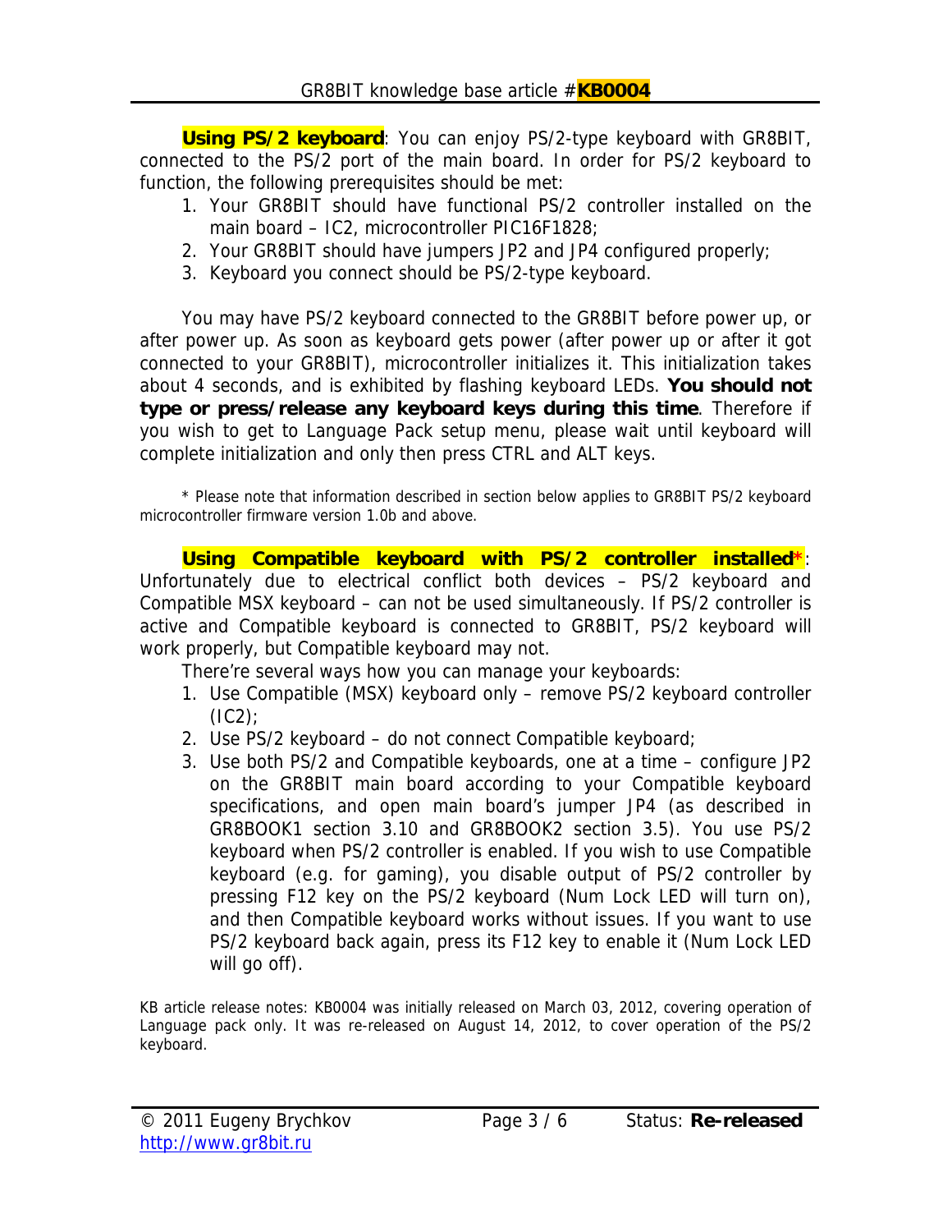**Using PS/2 keyboard**: You can enjoy PS/2-type keyboard with GR8BIT, connected to the PS/2 port of the main board. In order for PS/2 keyboard to function, the following prerequisites should be met:

1. Your GR8BIT should have functional PS/2 controller installed on the main board – IC2, microcontroller PIC16F1828;
2. Your GR8BIT should have jumpers JP2 and JP4 configured properly;
3. Keyboard you connect should be PS/2-type keyboard.

You may have PS/2 keyboard connected to the GR8BIT before power up, or after power up. As soon as keyboard gets power (after power up or after it got connected to your GR8BIT), microcontroller initializes it. This initialization takes about 4 seconds, and is exhibited by flashing keyboard LEDs. **You should not type or press/release any keyboard keys during this time**. Therefore if you wish to get to Language Pack setup menu, please wait until keyboard will complete initialization and only then press CTRL and ALT keys.

\* Please note that information described in section below applies to GR8BIT PS/2 keyboard microcontroller firmware version 1.0b and above.

**Using Compatible keyboard with PS/2 controller installed\***: Unfortunately due to electrical conflict both devices – PS/2 keyboard and Compatible MSX keyboard – can not be used simultaneously. If PS/2 controller is active and Compatible keyboard is connected to GR8BIT, PS/2 keyboard will work properly, but Compatible keyboard may not.

There're several ways how you can manage your keyboards:

1. Use Compatible (MSX) keyboard only – remove PS/2 keyboard controller (IC2);
2. Use PS/2 keyboard – do not connect Compatible keyboard;
3. Use both PS/2 and Compatible keyboards, one at a time – configure JP2 on the GR8BIT main board according to your Compatible keyboard specifications, and open main board's jumper JP4 (as described in GR8BOOK1 section 3.10 and GR8BOOK2 section 3.5). You use PS/2 keyboard when PS/2 controller is enabled. If you wish to use Compatible keyboard (e.g. for gaming), you disable output of PS/2 controller by pressing F12 key on the PS/2 keyboard (Num Lock LED will turn on), and then Compatible keyboard works without issues. If you want to use PS/2 keyboard back again, press its F12 key to enable it (Num Lock LED will go off).

KB article release notes: KB0004 was initially released on March 03, 2012, covering operation of Language pack only. It was re-released on August 14, 2012, to cover operation of the PS/2 keyboard.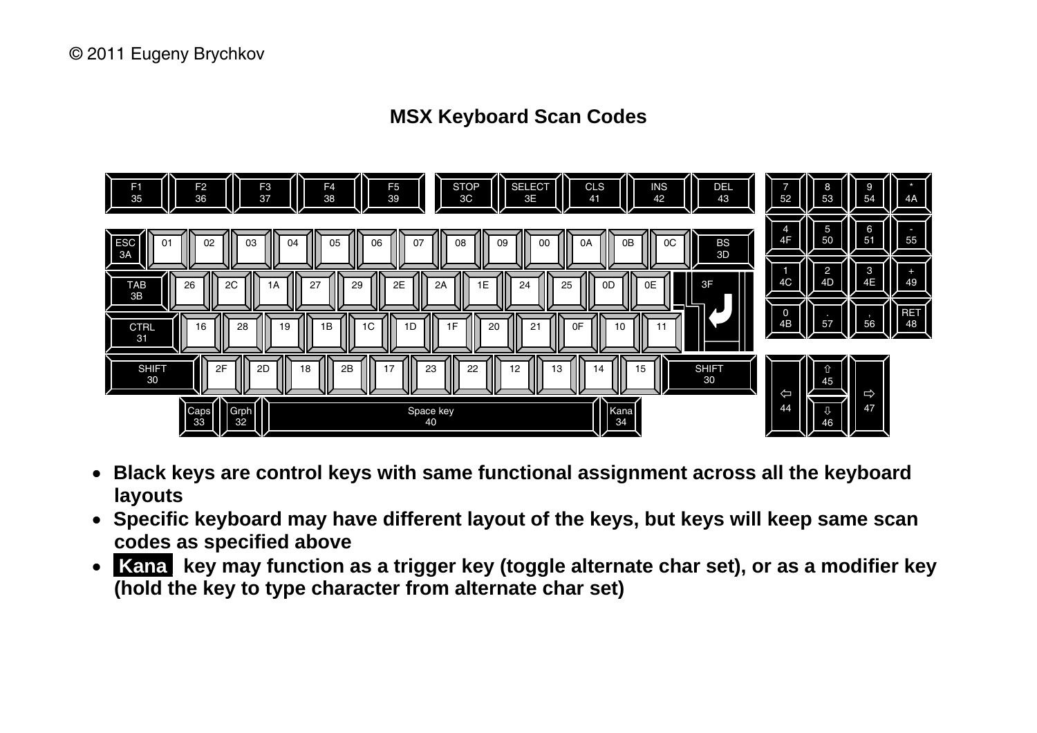© 2011 Eugeny Brychkov

# MSX Keyboard Scan Codes

| F1 35 | F2 36 | F3 37 | F4 38 | F5 39 | STOP 3C | SELECT 3E | CLS 41 | INS 42 | DEL 43 |
|---|---|---|---|---|---|---|---|---|---|

| ESC 3A | 01 | 02 | 03 | 04 | 05 | 06 | 07 | 08 | 09 | 00 | 0A | 0B | 0C | BS 3D |
|---|---|---|---|---|---|---|---|---|---|---|---|---|---|---|
| TAB 3B | 26 | 2C | 1A | 27 | 29 | 2E | 2A | 1E | 24 | 25 | 0D | 0E | 3F (↵) | |
| CTRL 31 | 16 | 28 | 19 | 1B | 1C | 1D | 1F | 20 | 21 | 0F | 10 | 11 | | |
| SHIFT 30 | 2F | 2D | 18 | 2B | 17 | 23 | 22 | 12 | 13 | 14 | 15 | SHIFT 30 | | |
| Caps 33 | Grph 32 | Space key 40 | Kana 34 | | | | | | | | | | | |

| 7 52 | 8 53 | 9 54 | * 4A |
|---|---|---|---|
| 4 4F | 5 50 | 6 51 | - 55 |
| 1 4C | 2 4D | 3 4E | + 49 |
| 0 4B | . 57 | , 56 | RET 48 |

| ⇦ 44 | ⇧ 45 / ⇩ 46 | ⇨ 47 |
|---|---|---|

- **Black keys are control keys with same functional assignment across all the keyboard layouts**
- **Specific keyboard may have different layout of the keys, but keys will keep same scan codes as specified above**
- **Kana key may function as a trigger key (toggle alternate char set), or as a modifier key (hold the key to type character from alternate char set)**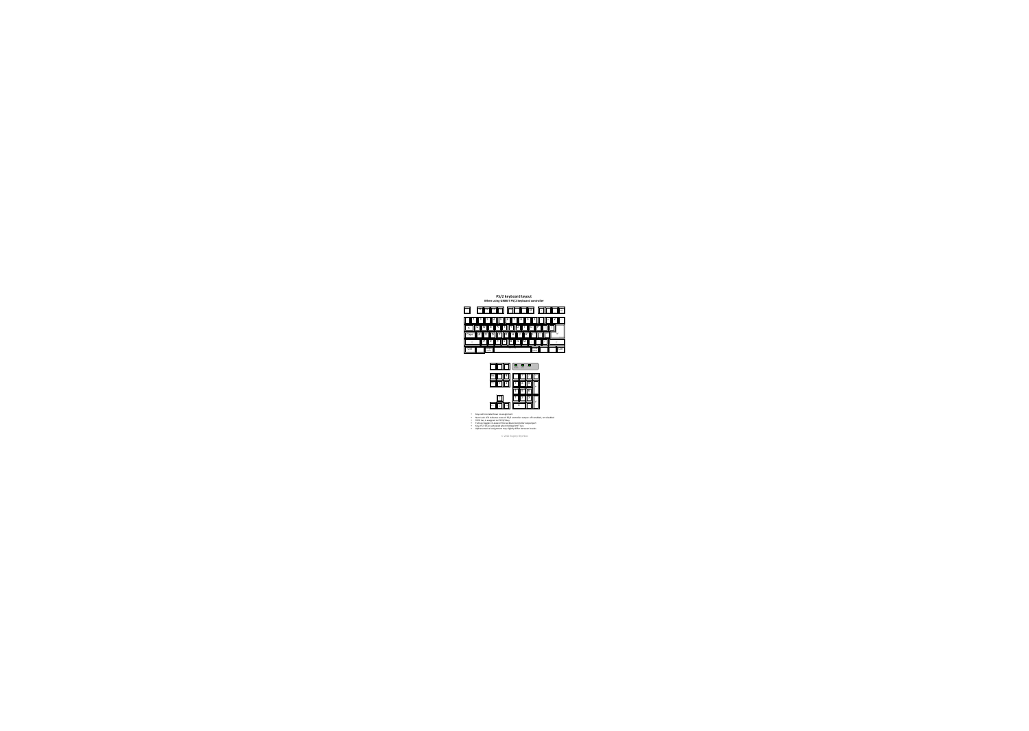# PS/2 keyboard layout

**When using ORBIET PS/2 keyboard controller**

- Key with in darkfrase to assignment
- Num with LED indicates state of PS/2 controller output: off enabled, on disabled
- F12F key is assigned to PS/2 key
- F12 key toggles in state of the keyboard controller output port
- Keys F13-F24 activated when holding SHIFT key
- Alphanumerical assignment may slightly differ between brands

© 2016 Orgasy Rijnders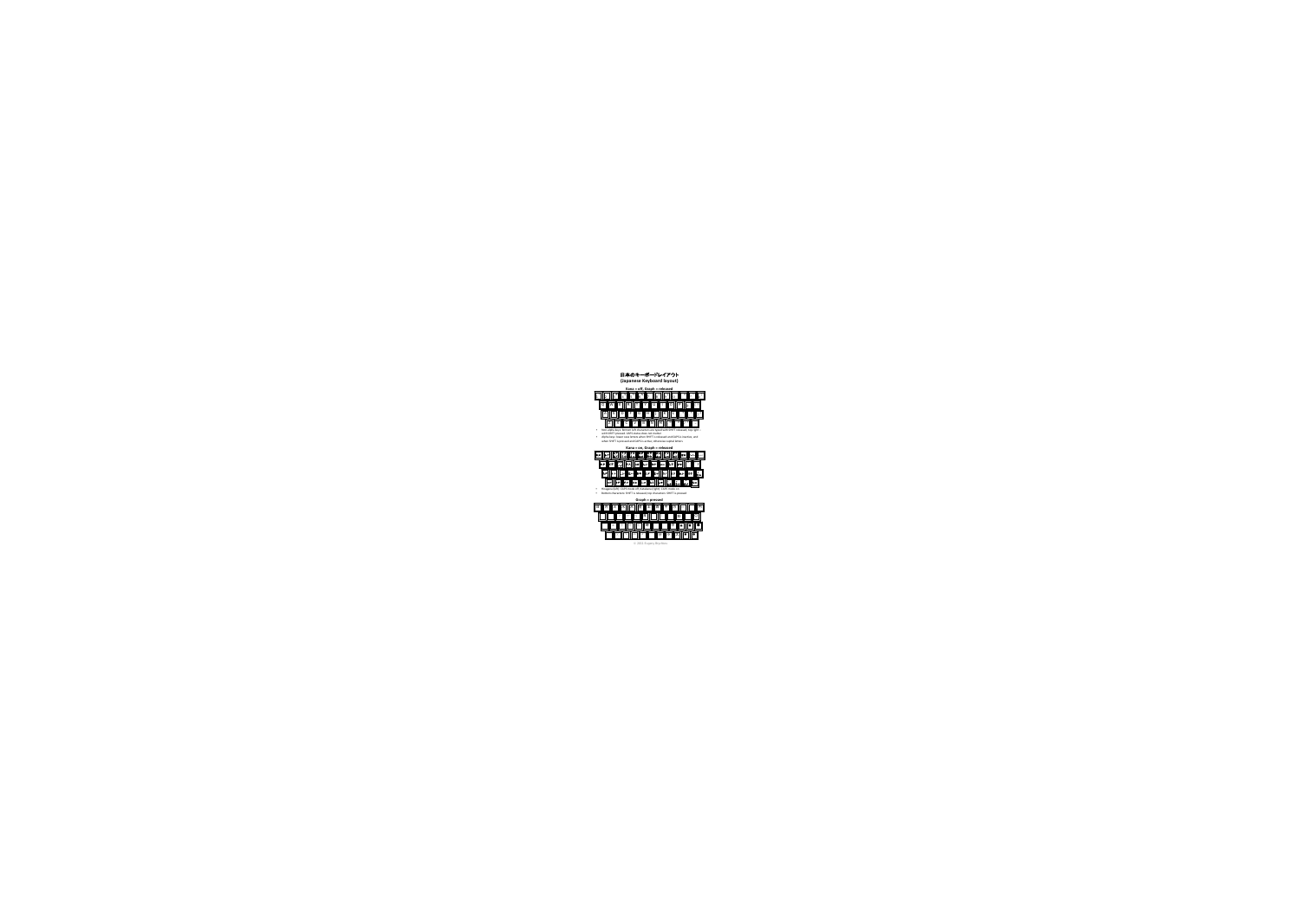# 日本のキーボードレイアウト
## (Japanese Keyboard layout)

### Kana = off, Eisuh = released

- Side index keys: Bottom left characters are typed with SHIFT released, top right with SHIFT pressed. CAPS status does not matter.
- Alpha keys: lower case letters when SHIFT is released and CAPS is inactive, and when SHIFT is pressed and CAPS is active, otherwise capital letters.

### Kana = on, Eisuh = released

- Hiragana (left): CAPS mode off, Katakana (right): CAPS mode on.
- Bottom characters: SHIFT is released; top characters: SHIFT is pressed.

### Eisuh = pressed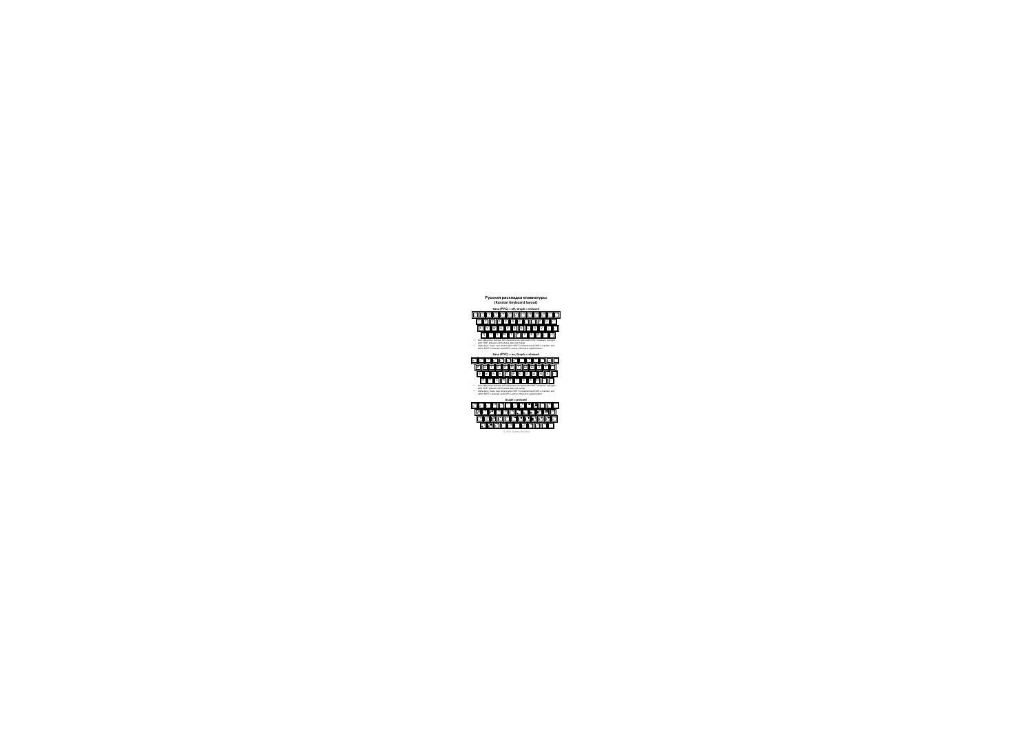# Русская раскладка клавиатуры

(Russian Keyboard layout)

## Kana (РУС) = off, Graph = released

## Kana (РУС) = on, Graph = released

## Graph = pressed